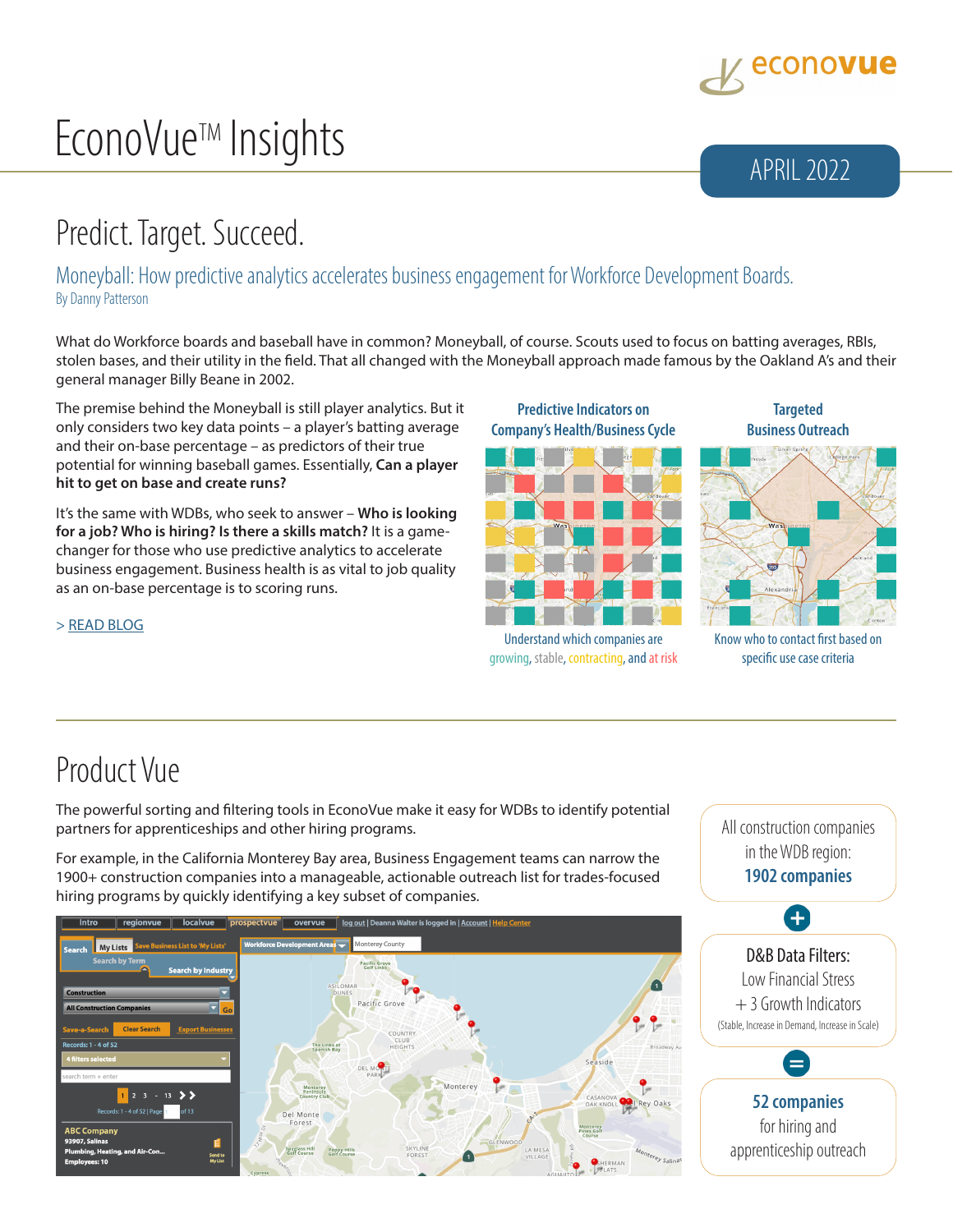# EconoVue™ Insights

APRIL 2022

## Predict. Target. Succeed.

### Moneyball: How predictive analytics accelerates business engagement for Workforce Development Boards.

By Danny Patterson

What do Workforce boards and baseball have in common? Moneyball, of course. Scouts used to focus on batting averages, RBIs, stolen bases, and their utility in the field. That all changed with the Moneyball approach made famous by the Oakland A's and their general manager Billy Beane in 2002.

The premise behind the Moneyball is still player analytics. But it only considers two key data points – a player's batting average and their on-base percentage – as predictors of their true potential for winning baseball games. Essentially, **Can a player hit to get on base and create runs?**

It's the same with WDBs, who seek to answer – **Who is looking for a job? Who is hiring? Is there a skills match?** It is a game-changer for those who use predictive analytics to accelerate business engagement. Business health is as vital to job quality as an on-base percentage is to scoring runs.

> READ BLOG

**Predictive Indicators on Company's Health/Business Cycle**

Understand which companies are growing, stable, contracting, and at risk

**Targeted Business Outreach**

Know who to contact first based on specific use case criteria

## Product Vue

The powerful sorting and filtering tools in EconoVue make it easy for WDBs to identify potential partners for apprenticeships and other hiring programs.

For example, in the California Monterey Bay area, Business Engagement teams can narrow the 1900+ construction companies into a manageable, actionable outreach list for trades-focused hiring programs by quickly identifying a key subset of companies.

All construction companies in the WDB region: **1902 companies**

+

D&B Data Filters:
Low Financial Stress
+ 3 Growth Indicators
(Stable, Increase in Demand, Increase in Scale)

=

**52 companies** for hiring and apprenticeship outreach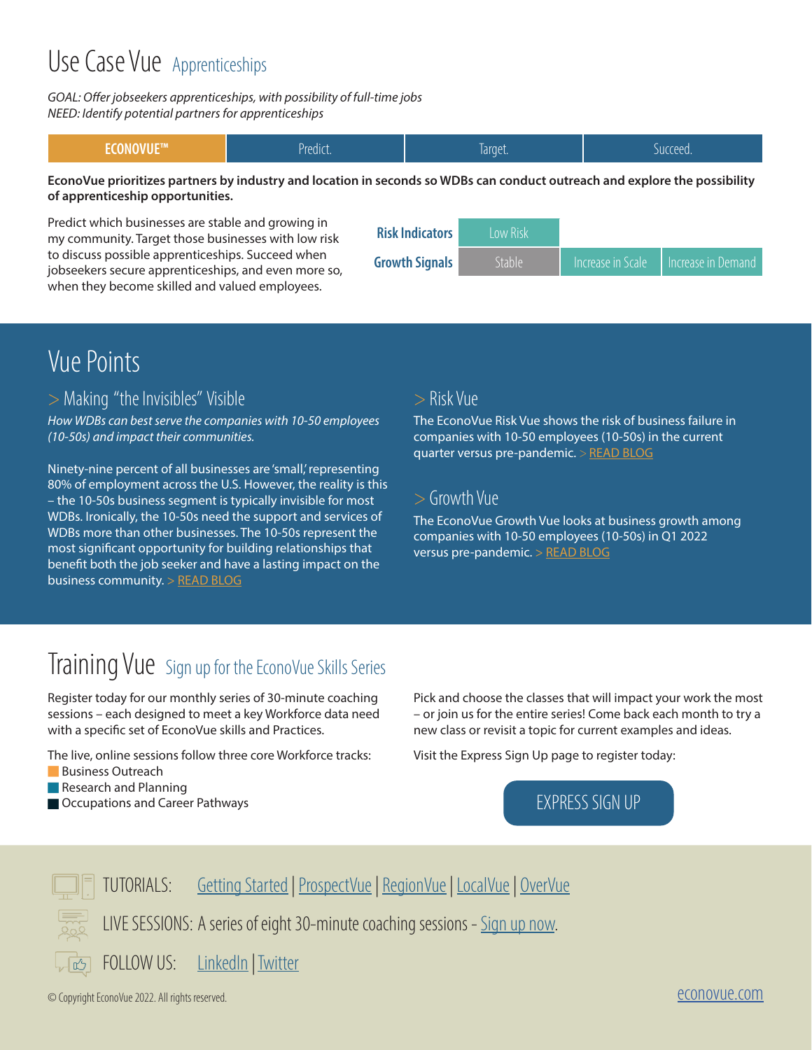# Use Case Vue Apprenticeships

*GOAL: Offer jobseekers apprenticeships, with possibility of full-time jobs*
*NEED: Identify potential partners for apprenticeships*

| ECONOVUE™ | Predict. | Target. | Succeed. |
|---|---|---|---|

**EconoVue prioritizes partners by industry and location in seconds so WDBs can conduct outreach and explore the possibility of apprenticeship opportunities.**

Predict which businesses are stable and growing in my community. Target those businesses with low risk to discuss possible apprenticeships. Succeed when jobseekers secure apprenticeships, and even more so, when they become skilled and valued employees.

| | | | |
|---|---|---|---|
| **Risk Indicators** | Low Risk | | |
| **Growth Signals** | Stable | Increase in Scale | Increase in Demand |

# Vue Points

## > Making "the Invisibles" Visible

*How WDBs can best serve the companies with 10-50 employees (10-50s) and impact their communities.*

Ninety-nine percent of all businesses are 'small,' representing 80% of employment across the U.S. However, the reality is this – the 10-50s business segment is typically invisible for most WDBs. Ironically, the 10-50s need the support and services of WDBs more than other businesses. The 10-50s represent the most significant opportunity for building relationships that benefit both the job seeker and have a lasting impact on the business community. > READ BLOG

## > Risk Vue

The EconoVue Risk Vue shows the risk of business failure in companies with 10-50 employees (10-50s) in the current quarter versus pre-pandemic. > READ BLOG

## > Growth Vue

The EconoVue Growth Vue looks at business growth among companies with 10-50 employees (10-50s) in Q1 2022 versus pre-pandemic. > READ BLOG

# Training Vue Sign up for the EconoVue Skills Series

Register today for our monthly series of 30-minute coaching sessions – each designed to meet a key Workforce data need with a specific set of EconoVue skills and Practices.

The live, online sessions follow three core Workforce tracks:

- Business Outreach
- Research and Planning
- Occupations and Career Pathways

Pick and choose the classes that will impact your work the most – or join us for the entire series! Come back each month to try a new class or revisit a topic for current examples and ideas.

Visit the Express Sign Up page to register today:

EXPRESS SIGN UP

TUTORIALS: Getting Started | ProspectVue | RegionVue | LocalVue | OverVue

LIVE SESSIONS: A series of eight 30-minute coaching sessions - Sign up now.

FOLLOW US: LinkedIn | Twitter

© Copyright EconoVue 2022. All rights reserved.

econovue.com